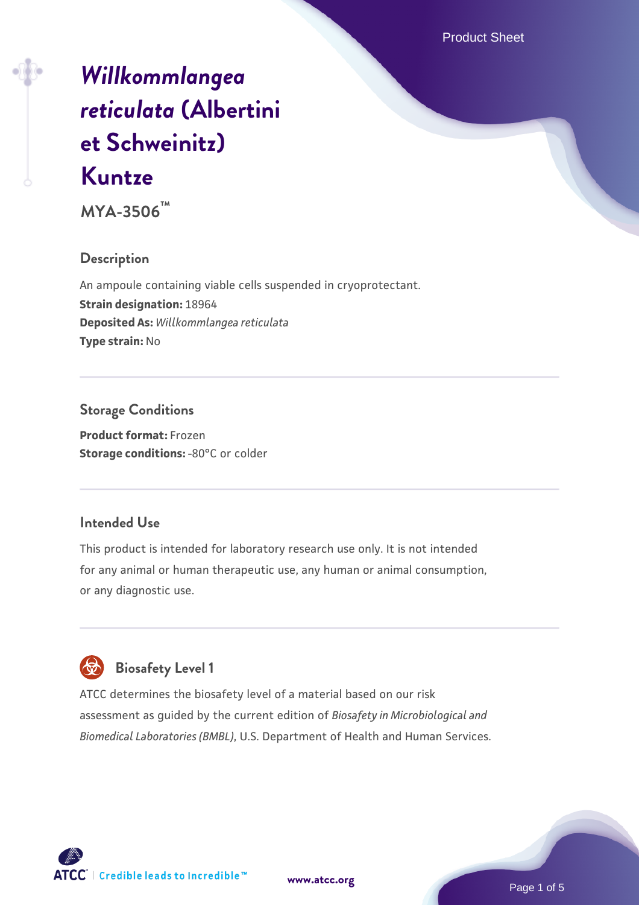# *Willkommlangea reticulata* (Albertini et Schweinitz) Kuntze

**MYA-3506™**

## Description

An ampoule containing viable cells suspended in cryoprotectant.
**Strain designation:** 18964
**Deposited As:** *Willkommlangea reticulata*
**Type strain:** No

## Storage Conditions

**Product format:** Frozen
**Storage conditions:** -80°C or colder

## Intended Use

This product is intended for laboratory research use only. It is not intended for any animal or human therapeutic use, any human or animal consumption, or any diagnostic use.

## Biosafety Level 1

ATCC determines the biosafety level of a material based on our risk assessment as guided by the current edition of *Biosafety in Microbiological and Biomedical Laboratories (BMBL)*, U.S. Department of Health and Human Services.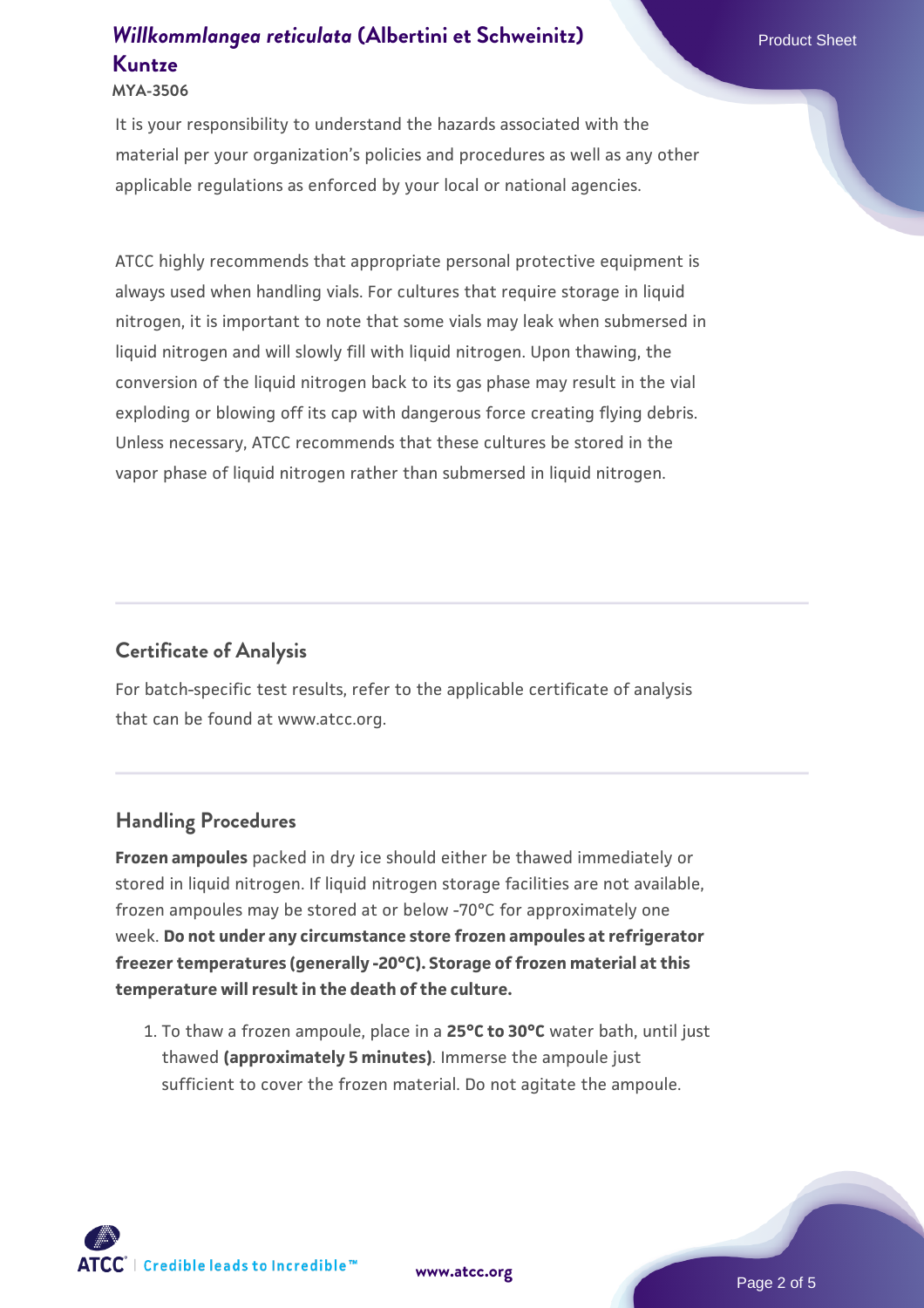It is your responsibility to understand the hazards associated with the material per your organization's policies and procedures as well as any other applicable regulations as enforced by your local or national agencies.

ATCC highly recommends that appropriate personal protective equipment is always used when handling vials. For cultures that require storage in liquid nitrogen, it is important to note that some vials may leak when submersed in liquid nitrogen and will slowly fill with liquid nitrogen. Upon thawing, the conversion of the liquid nitrogen back to its gas phase may result in the vial exploding or blowing off its cap with dangerous force creating flying debris. Unless necessary, ATCC recommends that these cultures be stored in the vapor phase of liquid nitrogen rather than submersed in liquid nitrogen.

## Certificate of Analysis

For batch-specific test results, refer to the applicable certificate of analysis that can be found at www.atcc.org.

## Handling Procedures

**Frozen ampoules** packed in dry ice should either be thawed immediately or stored in liquid nitrogen. If liquid nitrogen storage facilities are not available, frozen ampoules may be stored at or below -70°C for approximately one week. **Do not under any circumstance store frozen ampoules at refrigerator freezer temperatures (generally -20°C). Storage of frozen material at this temperature will result in the death of the culture.**

1. To thaw a frozen ampoule, place in a **25°C to 30°C** water bath, until just thawed **(approximately 5 minutes)**. Immerse the ampoule just sufficient to cover the frozen material. Do not agitate the ampoule.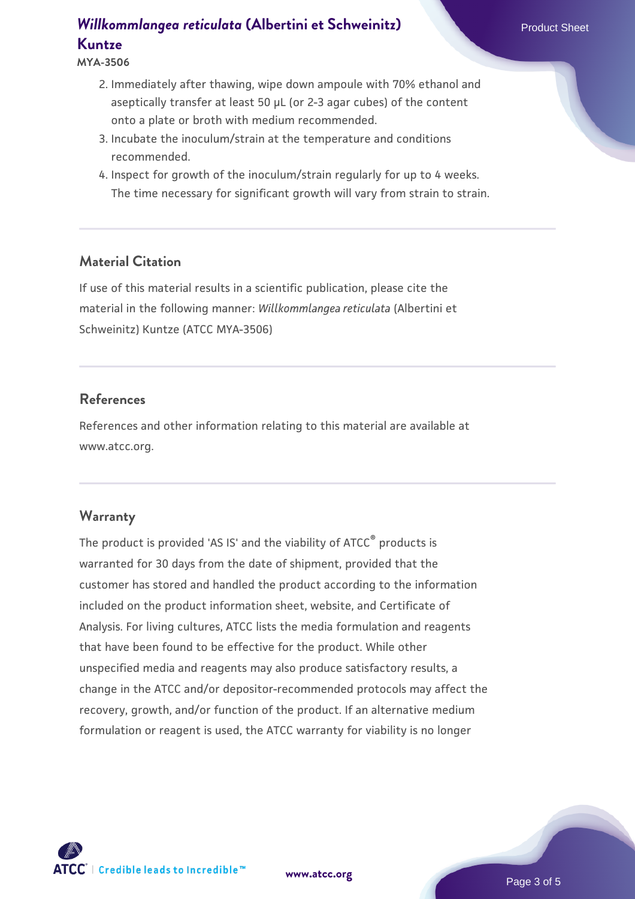2. Immediately after thawing, wipe down ampoule with 70% ethanol and aseptically transfer at least 50 µL (or 2-3 agar cubes) of the content onto a plate or broth with medium recommended.
3. Incubate the inoculum/strain at the temperature and conditions recommended.
4. Inspect for growth of the inoculum/strain regularly for up to 4 weeks. The time necessary for significant growth will vary from strain to strain.

## Material Citation

If use of this material results in a scientific publication, please cite the material in the following manner: *Willkommlangea reticulata* (Albertini et Schweinitz) Kuntze (ATCC MYA-3506)

## References

References and other information relating to this material are available at www.atcc.org.

## Warranty

The product is provided 'AS IS' and the viability of ATCC® products is warranted for 30 days from the date of shipment, provided that the customer has stored and handled the product according to the information included on the product information sheet, website, and Certificate of Analysis. For living cultures, ATCC lists the media formulation and reagents that have been found to be effective for the product. While other unspecified media and reagents may also produce satisfactory results, a change in the ATCC and/or depositor-recommended protocols may affect the recovery, growth, and/or function of the product. If an alternative medium formulation or reagent is used, the ATCC warranty for viability is no longer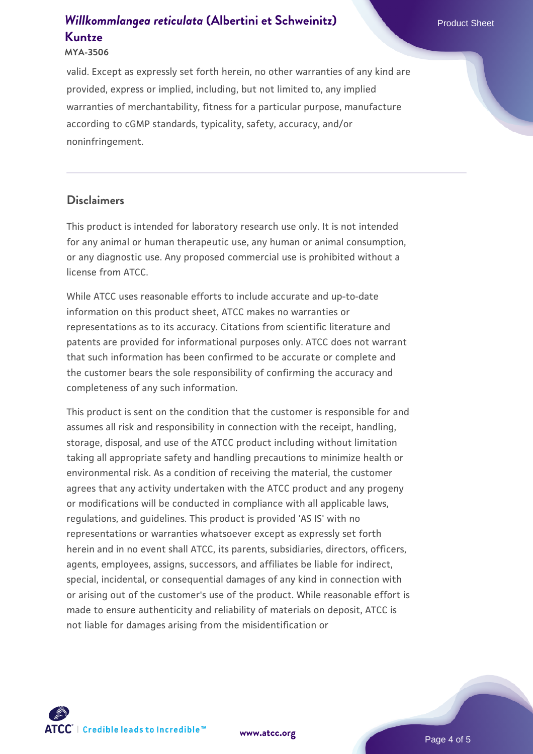valid. Except as expressly set forth herein, no other warranties of any kind are provided, express or implied, including, but not limited to, any implied warranties of merchantability, fitness for a particular purpose, manufacture according to cGMP standards, typicality, safety, accuracy, and/or noninfringement.

## Disclaimers

This product is intended for laboratory research use only. It is not intended for any animal or human therapeutic use, any human or animal consumption, or any diagnostic use. Any proposed commercial use is prohibited without a license from ATCC.

While ATCC uses reasonable efforts to include accurate and up-to-date information on this product sheet, ATCC makes no warranties or representations as to its accuracy. Citations from scientific literature and patents are provided for informational purposes only. ATCC does not warrant that such information has been confirmed to be accurate or complete and the customer bears the sole responsibility of confirming the accuracy and completeness of any such information.

This product is sent on the condition that the customer is responsible for and assumes all risk and responsibility in connection with the receipt, handling, storage, disposal, and use of the ATCC product including without limitation taking all appropriate safety and handling precautions to minimize health or environmental risk. As a condition of receiving the material, the customer agrees that any activity undertaken with the ATCC product and any progeny or modifications will be conducted in compliance with all applicable laws, regulations, and guidelines. This product is provided 'AS IS' with no representations or warranties whatsoever except as expressly set forth herein and in no event shall ATCC, its parents, subsidiaries, directors, officers, agents, employees, assigns, successors, and affiliates be liable for indirect, special, incidental, or consequential damages of any kind in connection with or arising out of the customer's use of the product. While reasonable effort is made to ensure authenticity and reliability of materials on deposit, ATCC is not liable for damages arising from the misidentification or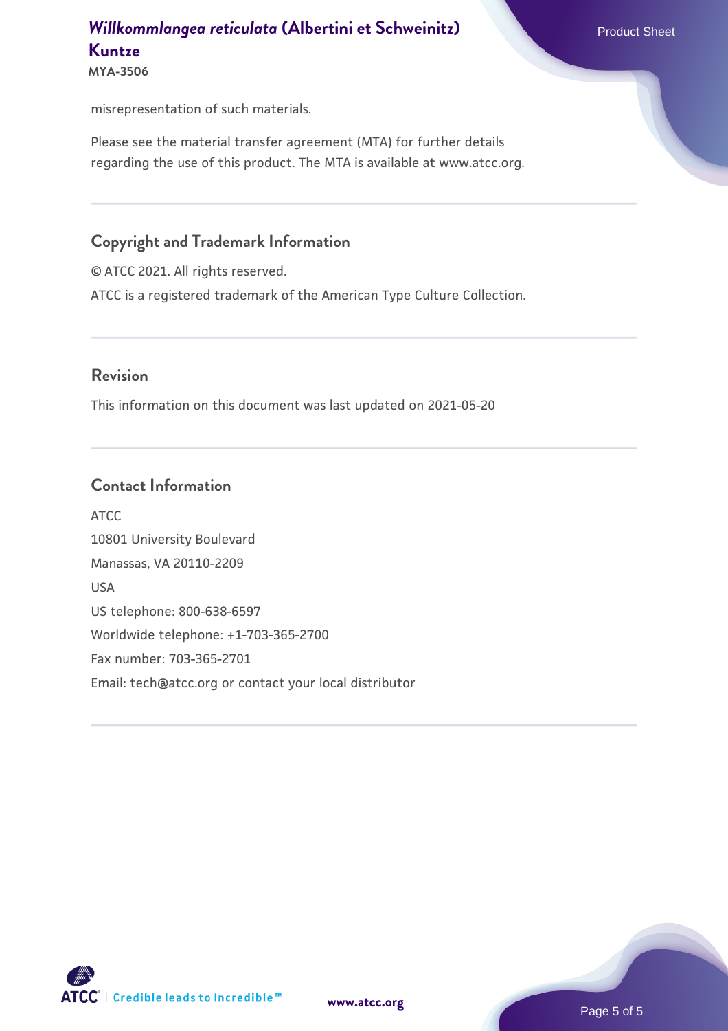misrepresentation of such materials.

Please see the material transfer agreement (MTA) for further details regarding the use of this product. The MTA is available at www.atcc.org.

## Copyright and Trademark Information

© ATCC 2021. All rights reserved.

ATCC is a registered trademark of the American Type Culture Collection.

## Revision

This information on this document was last updated on 2021-05-20

## Contact Information

ATCC
10801 University Boulevard
Manassas, VA 20110-2209
USA
US telephone: 800-638-6597
Worldwide telephone: +1-703-365-2700
Fax number: 703-365-2701
Email: tech@atcc.org or contact your local distributor